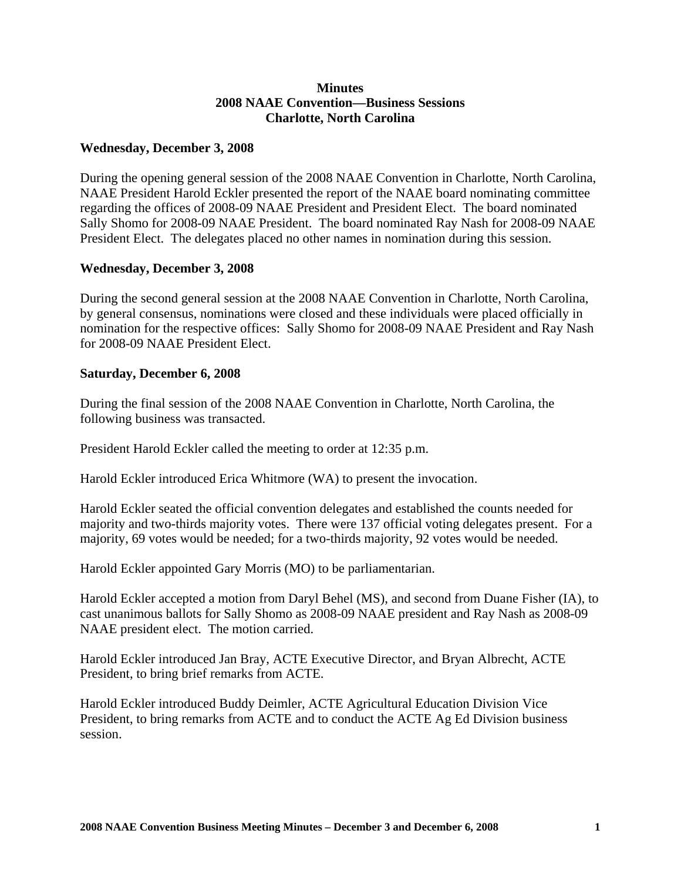# Minutes
## 2008 NAAE Convention—Business Sessions
## Charlotte, North Carolina

**Wednesday, December 3, 2008**

During the opening general session of the 2008 NAAE Convention in Charlotte, North Carolina, NAAE President Harold Eckler presented the report of the NAAE board nominating committee regarding the offices of 2008-09 NAAE President and President Elect. The board nominated Sally Shomo for 2008-09 NAAE President. The board nominated Ray Nash for 2008-09 NAAE President Elect. The delegates placed no other names in nomination during this session.

**Wednesday, December 3, 2008**

During the second general session at the 2008 NAAE Convention in Charlotte, North Carolina, by general consensus, nominations were closed and these individuals were placed officially in nomination for the respective offices: Sally Shomo for 2008-09 NAAE President and Ray Nash for 2008-09 NAAE President Elect.

**Saturday, December 6, 2008**

During the final session of the 2008 NAAE Convention in Charlotte, North Carolina, the following business was transacted.

President Harold Eckler called the meeting to order at 12:35 p.m.

Harold Eckler introduced Erica Whitmore (WA) to present the invocation.

Harold Eckler seated the official convention delegates and established the counts needed for majority and two-thirds majority votes. There were 137 official voting delegates present. For a majority, 69 votes would be needed; for a two-thirds majority, 92 votes would be needed.

Harold Eckler appointed Gary Morris (MO) to be parliamentarian.

Harold Eckler accepted a motion from Daryl Behel (MS), and second from Duane Fisher (IA), to cast unanimous ballots for Sally Shomo as 2008-09 NAAE president and Ray Nash as 2008-09 NAAE president elect. The motion carried.

Harold Eckler introduced Jan Bray, ACTE Executive Director, and Bryan Albrecht, ACTE President, to bring brief remarks from ACTE.

Harold Eckler introduced Buddy Deimler, ACTE Agricultural Education Division Vice President, to bring remarks from ACTE and to conduct the ACTE Ag Ed Division business session.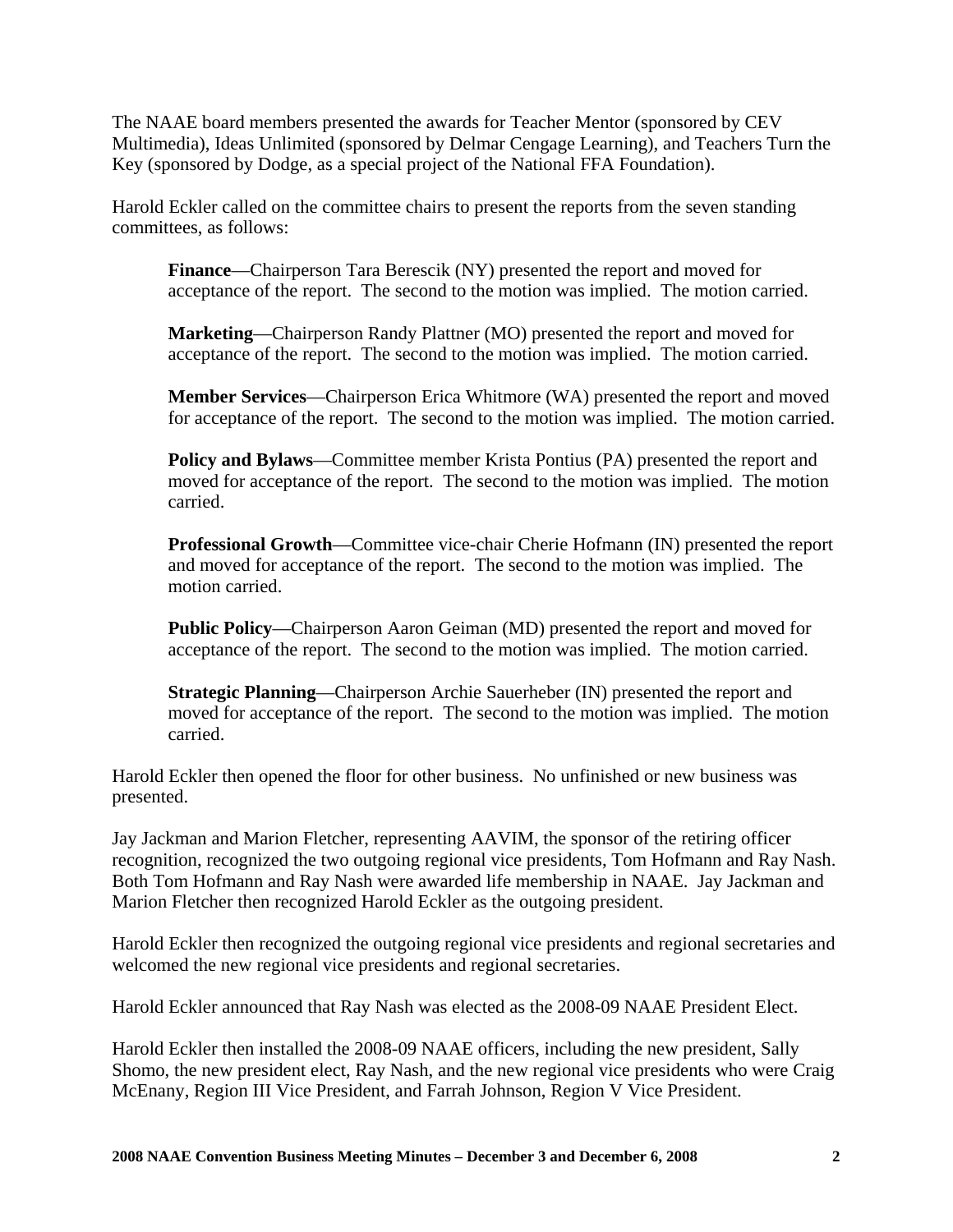The NAAE board members presented the awards for Teacher Mentor (sponsored by CEV Multimedia), Ideas Unlimited (sponsored by Delmar Cengage Learning), and Teachers Turn the Key (sponsored by Dodge, as a special project of the National FFA Foundation).

Harold Eckler called on the committee chairs to present the reports from the seven standing committees, as follows:

> **Finance**—Chairperson Tara Berescik (NY) presented the report and moved for acceptance of the report. The second to the motion was implied. The motion carried.
>
> **Marketing**—Chairperson Randy Plattner (MO) presented the report and moved for acceptance of the report. The second to the motion was implied. The motion carried.
>
> **Member Services**—Chairperson Erica Whitmore (WA) presented the report and moved for acceptance of the report. The second to the motion was implied. The motion carried.
>
> **Policy and Bylaws**—Committee member Krista Pontius (PA) presented the report and moved for acceptance of the report. The second to the motion was implied. The motion carried.
>
> **Professional Growth**—Committee vice-chair Cherie Hofmann (IN) presented the report and moved for acceptance of the report. The second to the motion was implied. The motion carried.
>
> **Public Policy**—Chairperson Aaron Geiman (MD) presented the report and moved for acceptance of the report. The second to the motion was implied. The motion carried.
>
> **Strategic Planning**—Chairperson Archie Sauerheber (IN) presented the report and moved for acceptance of the report. The second to the motion was implied. The motion carried.

Harold Eckler then opened the floor for other business. No unfinished or new business was presented.

Jay Jackman and Marion Fletcher, representing AAVIM, the sponsor of the retiring officer recognition, recognized the two outgoing regional vice presidents, Tom Hofmann and Ray Nash. Both Tom Hofmann and Ray Nash were awarded life membership in NAAE. Jay Jackman and Marion Fletcher then recognized Harold Eckler as the outgoing president.

Harold Eckler then recognized the outgoing regional vice presidents and regional secretaries and welcomed the new regional vice presidents and regional secretaries.

Harold Eckler announced that Ray Nash was elected as the 2008-09 NAAE President Elect.

Harold Eckler then installed the 2008-09 NAAE officers, including the new president, Sally Shomo, the new president elect, Ray Nash, and the new regional vice presidents who were Craig McEnany, Region III Vice President, and Farrah Johnson, Region V Vice President.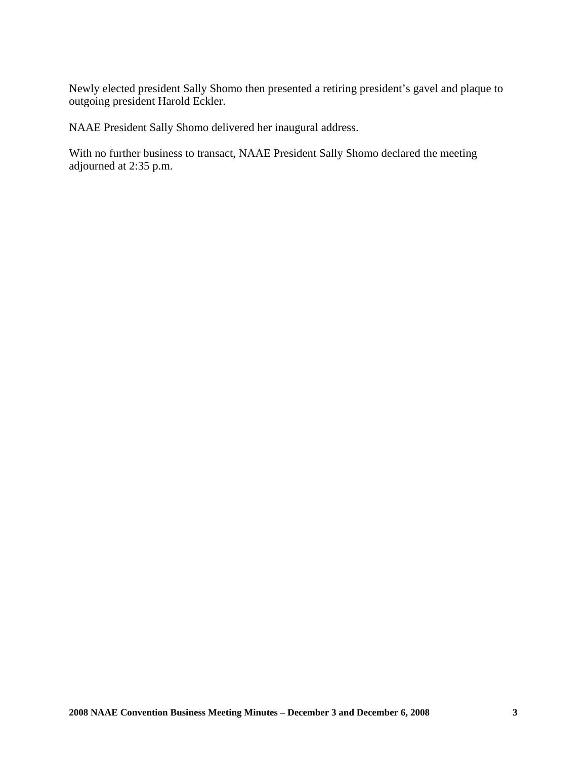Newly elected president Sally Shomo then presented a retiring president's gavel and plaque to outgoing president Harold Eckler.

NAAE President Sally Shomo delivered her inaugural address.

With no further business to transact, NAAE President Sally Shomo declared the meeting adjourned at 2:35 p.m.